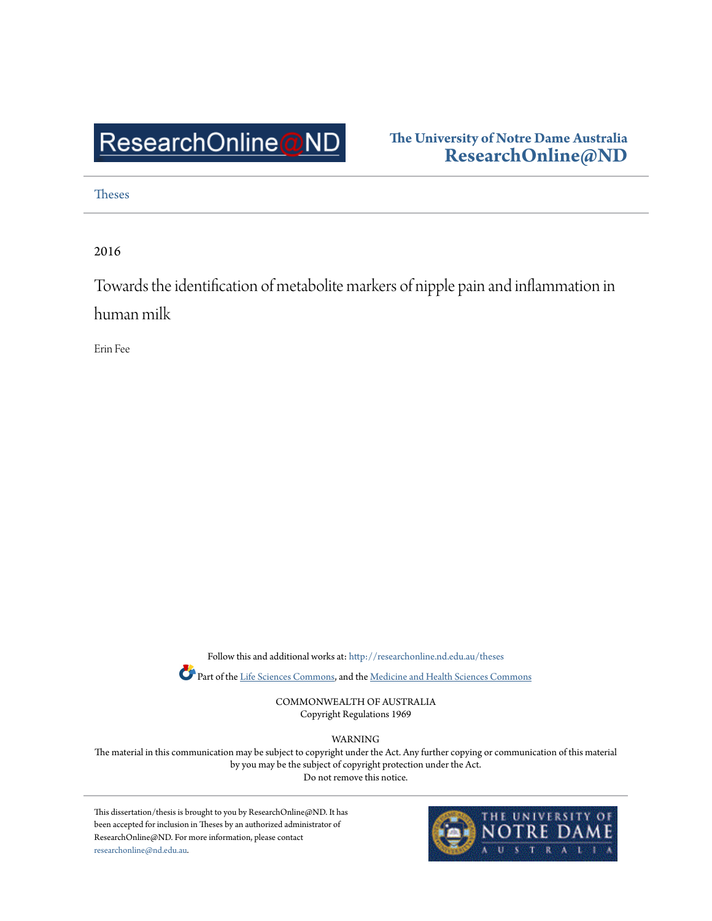ResearchOnline@ND

**The University of Notre Dame Australia**
**ResearchOnline@ND**

Theses

2016

# Towards the identification of metabolite markers of nipple pain and inflammation in human milk

Erin Fee

Follow this and additional works at: http://researchonline.nd.edu.au/theses

Part of the Life Sciences Commons, and the Medicine and Health Sciences Commons

COMMONWEALTH OF AUSTRALIA
Copyright Regulations 1969

WARNING
The material in this communication may be subject to copyright under the Act. Any further copying or communication of this material by you may be the subject of copyright protection under the Act.
Do not remove this notice.

This dissertation/thesis is brought to you by ResearchOnline@ND. It has been accepted for inclusion in Theses by an authorized administrator of ResearchOnline@ND. For more information, please contact researchonline@nd.edu.au.

THE UNIVERSITY OF NOTRE DAME AUSTRALIA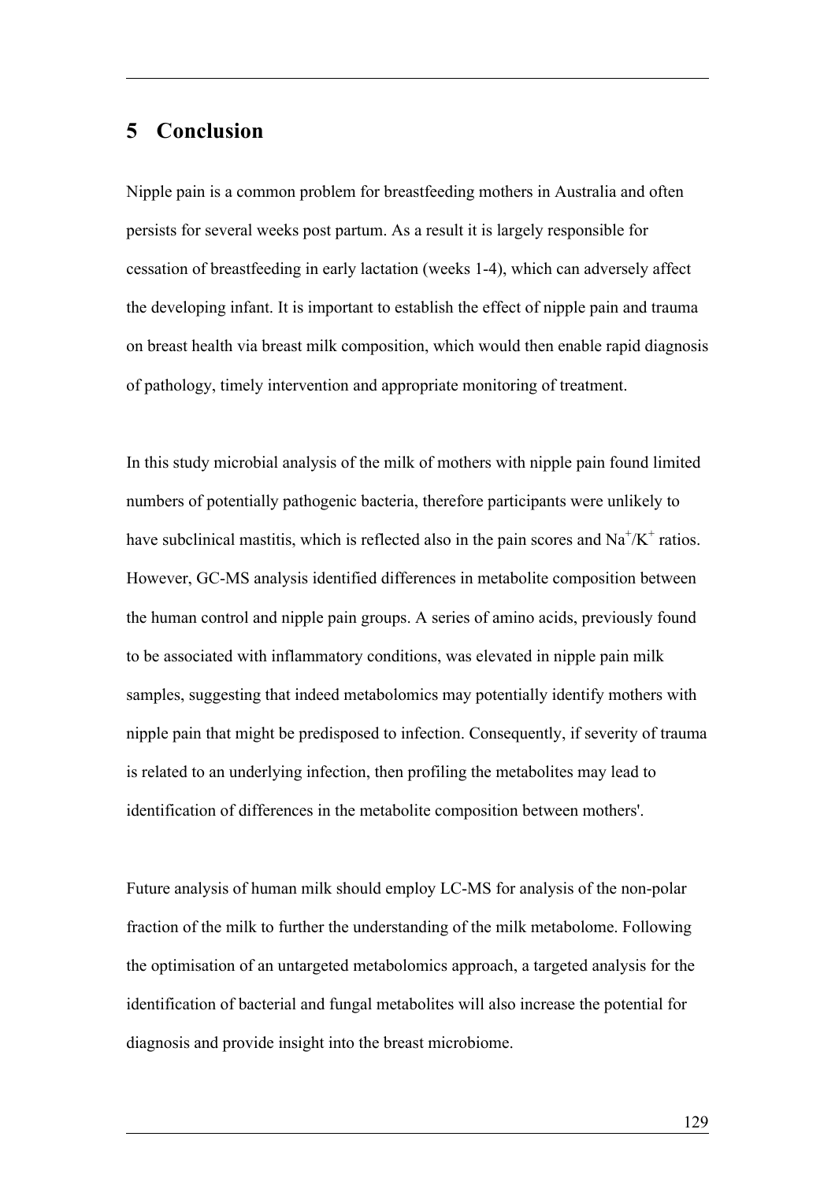# 5 Conclusion

Nipple pain is a common problem for breastfeeding mothers in Australia and often persists for several weeks post partum. As a result it is largely responsible for cessation of breastfeeding in early lactation (weeks 1-4), which can adversely affect the developing infant. It is important to establish the effect of nipple pain and trauma on breast health via breast milk composition, which would then enable rapid diagnosis of pathology, timely intervention and appropriate monitoring of treatment.

In this study microbial analysis of the milk of mothers with nipple pain found limited numbers of potentially pathogenic bacteria, therefore participants were unlikely to have subclinical mastitis, which is reflected also in the pain scores and $Na^+/K^+$ ratios. However, GC-MS analysis identified differences in metabolite composition between the human control and nipple pain groups. A series of amino acids, previously found to be associated with inflammatory conditions, was elevated in nipple pain milk samples, suggesting that indeed metabolomics may potentially identify mothers with nipple pain that might be predisposed to infection. Consequently, if severity of trauma is related to an underlying infection, then profiling the metabolites may lead to identification of differences in the metabolite composition between mothers'.

Future analysis of human milk should employ LC-MS for analysis of the non-polar fraction of the milk to further the understanding of the milk metabolome. Following the optimisation of an untargeted metabolomics approach, a targeted analysis for the identification of bacterial and fungal metabolites will also increase the potential for diagnosis and provide insight into the breast microbiome.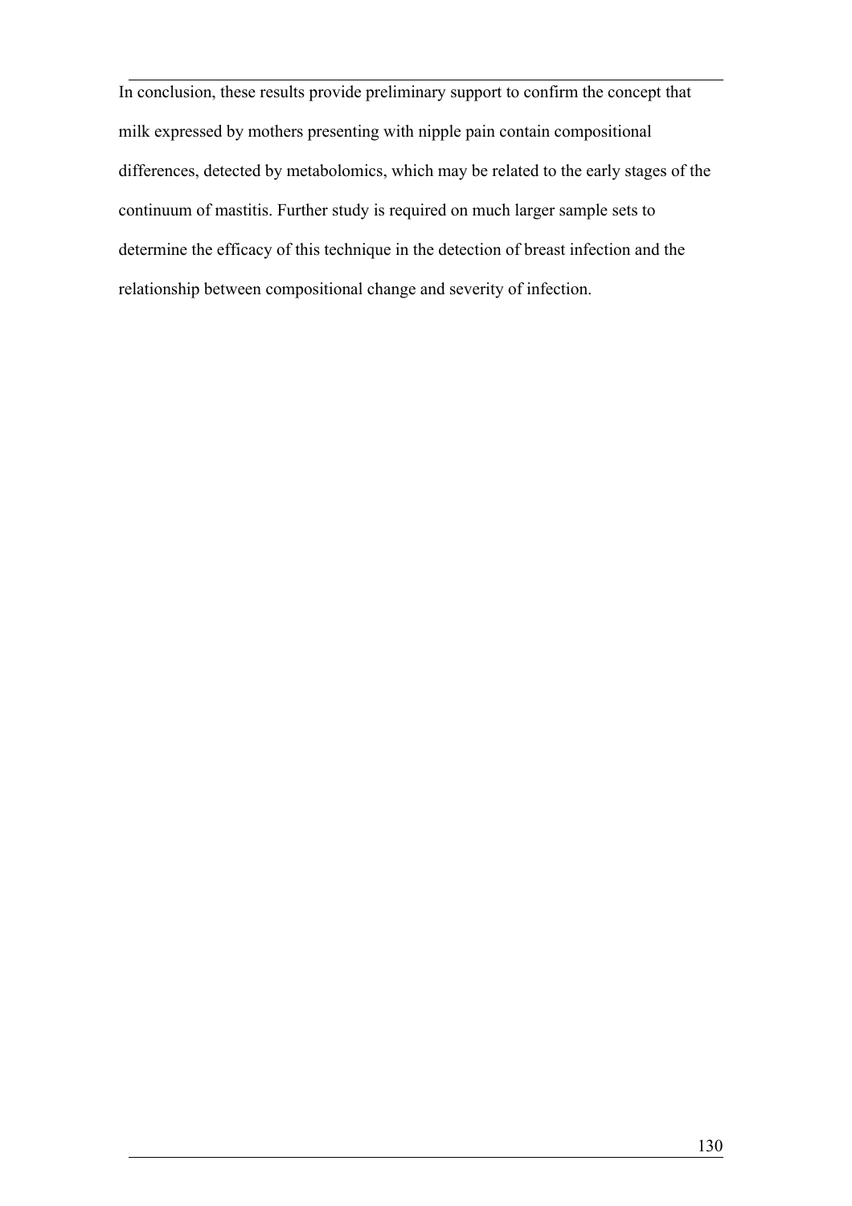In conclusion, these results provide preliminary support to confirm the concept that milk expressed by mothers presenting with nipple pain contain compositional differences, detected by metabolomics, which may be related to the early stages of the continuum of mastitis. Further study is required on much larger sample sets to determine the efficacy of this technique in the detection of breast infection and the relationship between compositional change and severity of infection.